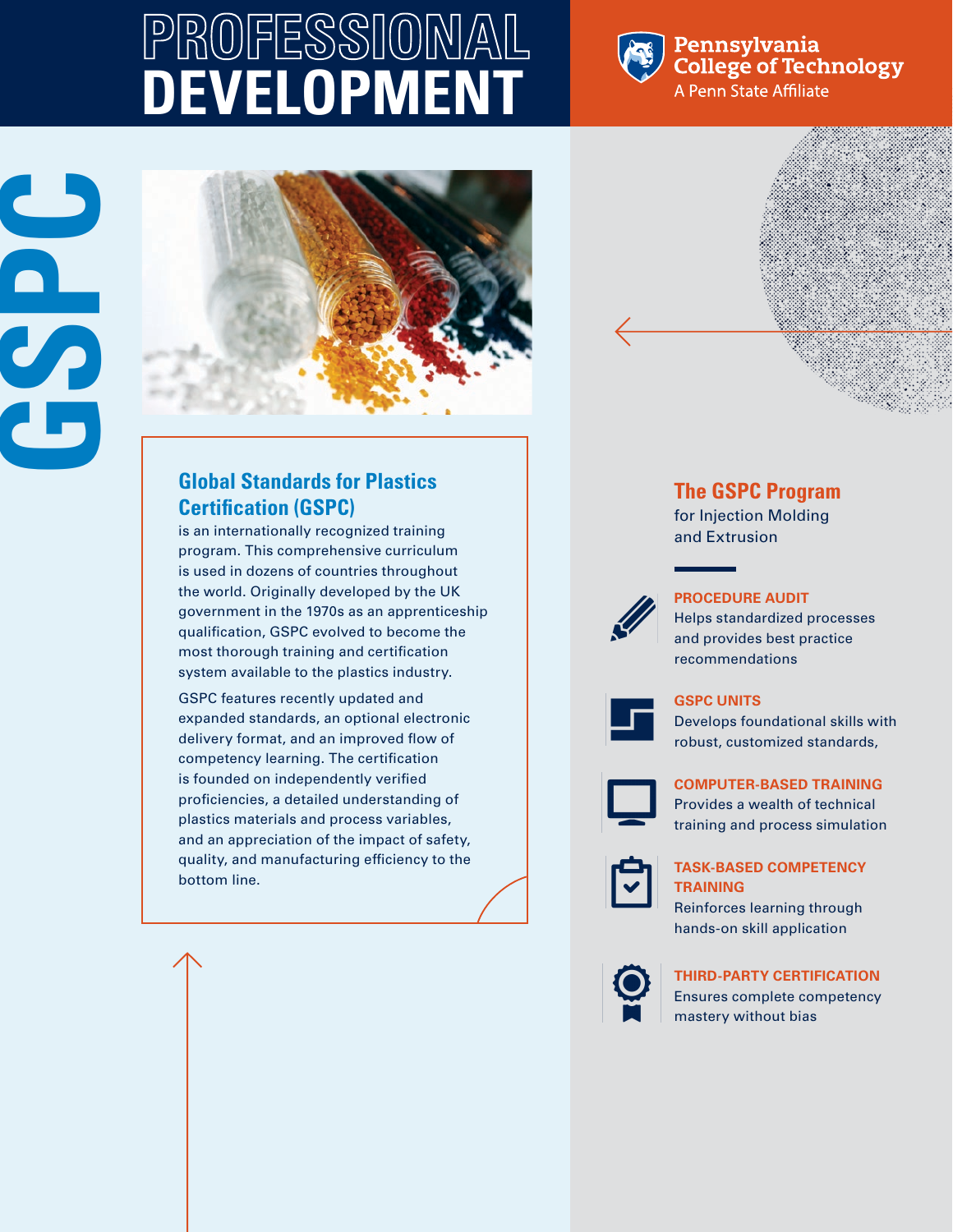# PROFESSIONAL DEVELOPMENT

Pennsylvania College of Technology
A Penn State Affiliate

# GSPC

## Global Standards for Plastics Certification (GSPC)

is an internationally recognized training program. This comprehensive curriculum is used in dozens of countries throughout the world. Originally developed by the UK government in the 1970s as an apprenticeship qualification, GSPC evolved to become the most thorough training and certification system available to the plastics industry.

GSPC features recently updated and expanded standards, an optional electronic delivery format, and an improved flow of competency learning. The certification is founded on independently verified proficiencies, a detailed understanding of plastics materials and process variables, and an appreciation of the impact of safety, quality, and manufacturing efficiency to the bottom line.

## The GSPC Program

for Injection Molding and Extrusion

**PROCEDURE AUDIT**
Helps standardized processes and provides best practice recommendations

**GSPC UNITS**
Develops foundational skills with robust, customized standards,

**COMPUTER-BASED TRAINING**
Provides a wealth of technical training and process simulation

**TASK-BASED COMPETENCY TRAINING**
Reinforces learning through hands-on skill application

**THIRD-PARTY CERTIFICATION**
Ensures complete competency mastery without bias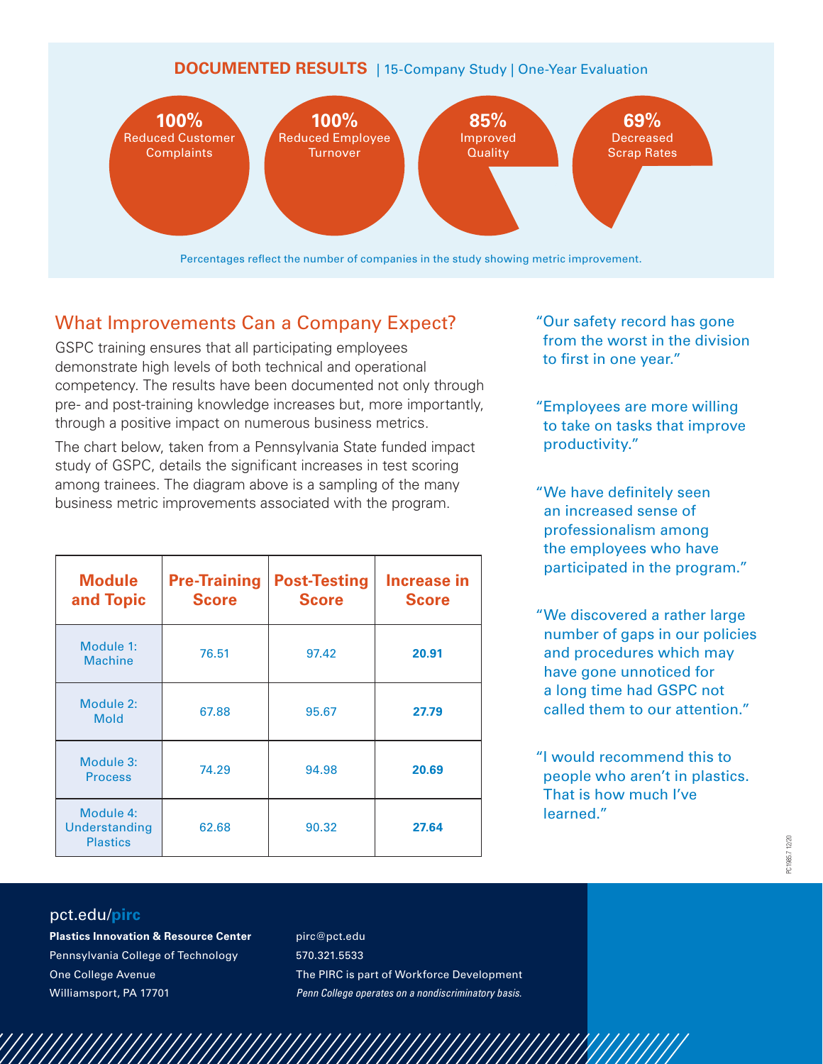## DOCUMENTED RESULTS | 15-Company Study | One-Year Evaluation

**100%** Reduced Customer Complaints

**100%** Reduced Employee Turnover

**85%** Improved Quality

**69%** Decreased Scrap Rates

Percentages reflect the number of companies in the study showing metric improvement.

## What Improvements Can a Company Expect?

GSPC training ensures that all participating employees demonstrate high levels of both technical and operational competency. The results have been documented not only through pre- and post-training knowledge increases but, more importantly, through a positive impact on numerous business metrics.

The chart below, taken from a Pennsylvania State funded impact study of GSPC, details the significant increases in test scoring among trainees. The diagram above is a sampling of the many business metric improvements associated with the program.

| Module and Topic | Pre-Training Score | Post-Testing Score | Increase in Score |
|---|---|---|---|
| Module 1: Machine | 76.51 | 97.42 | **20.91** |
| Module 2: Mold | 67.88 | 95.67 | **27.79** |
| Module 3: Process | 74.29 | 94.98 | **20.69** |
| Module 4: Understanding Plastics | 62.68 | 90.32 | **27.64** |

"Our safety record has gone from the worst in the division to first in one year."

"Employees are more willing to take on tasks that improve productivity."

"We have definitely seen an increased sense of professionalism among the employees who have participated in the program."

"We discovered a rather large number of gaps in our policies and procedures which may have gone unnoticed for a long time had GSPC not called them to our attention."

"I would recommend this to people who aren't in plastics. That is how much I've learned."

pct.edu/**pirc**

**Plastics Innovation & Resource Center**
Pennsylvania College of Technology
One College Avenue
Williamsport, PA 17701

pirc@pct.edu
570.321.5533
The PIRC is part of Workforce Development
*Penn College operates on a nondiscriminatory basis.*